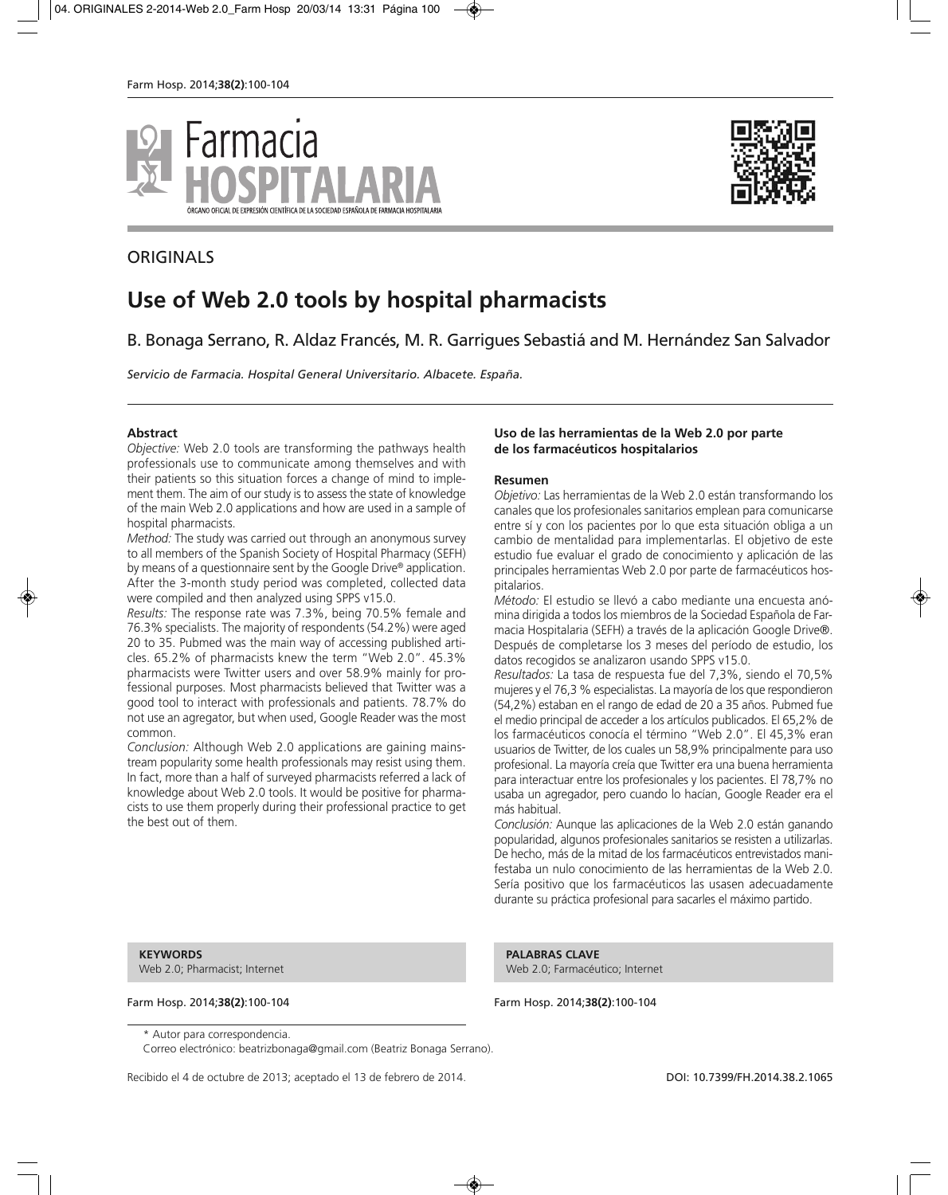## ORIGINALS

# Use of Web 2.0 tools by hospital pharmacists

B. Bonaga Serrano, R. Aldaz Francés, M. R. Garrigues Sebastiá and M. Hernández San Salvador

*Servicio de Farmacia. Hospital General Universitario. Albacete. España.*

### Abstract

*Objective:* Web 2.0 tools are transforming the pathways health professionals use to communicate among themselves and with their patients so this situation forces a change of mind to implement them. The aim of our study is to assess the state of knowledge of the main Web 2.0 applications and how are used in a sample of hospital pharmacists.

*Method:* The study was carried out through an anonymous survey to all members of the Spanish Society of Hospital Pharmacy (SEFH) by means of a questionnaire sent by the Google Drive® application. After the 3-month study period was completed, collected data were compiled and then analyzed using SPPS v15.0.

*Results:* The response rate was 7.3%, being 70.5% female and 76.3% specialists. The majority of respondents (54.2%) were aged 20 to 35. Pubmed was the main way of accessing published articles. 65.2% of pharmacists knew the term "Web 2.0". 45.3% pharmacists were Twitter users and over 58.9% mainly for professional purposes. Most pharmacists believed that Twitter was a good tool to interact with professionals and patients. 78.7% do not use an agregator, but when used, Google Reader was the most common.

*Conclusion:* Although Web 2.0 applications are gaining mainstream popularity some health professionals may resist using them. In fact, more than a half of surveyed pharmacists referred a lack of knowledge about Web 2.0 tools. It would be positive for pharmacists to use them properly during their professional practice to get the best out of them.

**KEYWORDS**
Web 2.0; Pharmacist; Internet

### Uso de las herramientas de la Web 2.0 por parte de los farmacéuticos hospitalarios

### Resumen

*Objetivo:* Las herramientas de la Web 2.0 están transformando los canales que los profesionales sanitarios emplean para comunicarse entre sí y con los pacientes por lo que esta situación obliga a un cambio de mentalidad para implementarlas. El objetivo de este estudio fue evaluar el grado de conocimiento y aplicación de las principales herramientas Web 2.0 por parte de farmacéuticos hospitalarios.

*Método:* El estudio se llevó a cabo mediante una encuesta anónima dirigida a todos los miembros de la Sociedad Española de Farmacia Hospitalaria (SEFH) a través de la aplicación Google Drive®. Después de completarse los 3 meses del período de estudio, los datos recogidos se analizaron usando SPPS v15.0.

*Resultados:* La tasa de respuesta fue del 7,3%, siendo el 70,5% mujeres y el 76,3 % especialistas. La mayoría de los que respondieron (54,2%) estaban en el rango de edad de 20 a 35 años. Pubmed fue el medio principal de acceder a los artículos publicados. El 65,2% de los farmacéuticos conocía el término "Web 2.0". El 45,3% eran usuarios de Twitter, de los cuales un 58,9% principalmente para uso profesional. La mayoría creía que Twitter era una buena herramienta para interactuar entre los profesionales y los pacientes. El 78,7% no usaba un agregador, pero cuando lo hacían, Google Reader era el más habitual.

*Conclusión:* Aunque las aplicaciones de la Web 2.0 están ganando popularidad, algunos profesionales sanitarios se resisten a utilizarlas. De hecho, más de la mitad de los farmacéuticos entrevistados manifestaba un nulo conocimiento de las herramientas de la Web 2.0. Sería positivo que los farmacéuticos las usasen adecuadamente durante su práctica profesional para sacarles el máximo partido.

**PALABRAS CLAVE**
Web 2.0; Farmacéutico; Internet

\* Autor para correspondencia.
Correo electrónico: beatrizbonaga@gmail.com (Beatriz Bonaga Serrano).

Recibido el 4 de octubre de 2013; aceptado el 13 de febrero de 2014.

DOI: 10.7399/FH.2014.38.2.1065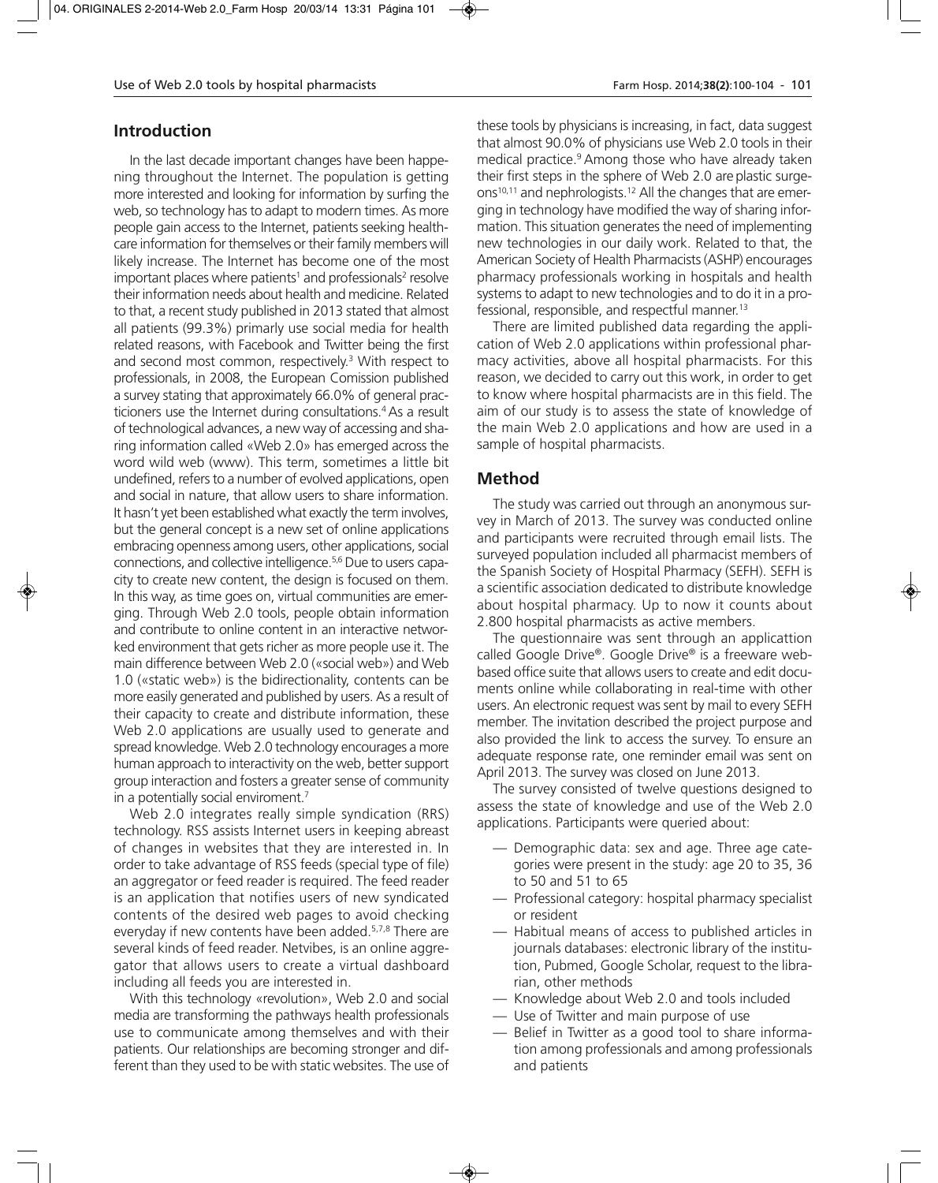## Introduction

In the last decade important changes have been happening throughout the Internet. The population is getting more interested and looking for information by surfing the web, so technology has to adapt to modern times. As more people gain access to the Internet, patients seeking healthcare information for themselves or their family members will likely increase. The Internet has become one of the most important places where patients[1] and professionals[2] resolve their information needs about health and medicine. Related to that, a recent study published in 2013 stated that almost all patients (99.3%) primarly use social media for health related reasons, with Facebook and Twitter being the first and second most common, respectively.[3] With respect to professionals, in 2008, the European Comission published a survey stating that approximately 66.0% of general practicioners use the Internet during consultations.[4] As a result of technological advances, a new way of accessing and sharing information called «Web 2.0» has emerged across the word wild web (www). This term, sometimes a little bit undefined, refers to a number of evolved applications, open and social in nature, that allow users to share information. It hasn't yet been established what exactly the term involves, but the general concept is a new set of online applications embracing openness among users, other applications, social connections, and collective intelligence.[5,6] Due to users capacity to create new content, the design is focused on them. In this way, as time goes on, virtual communities are emerging. Through Web 2.0 tools, people obtain information and contribute to online content in an interactive networked environment that gets richer as more people use it. The main difference between Web 2.0 («social web») and Web 1.0 («static web») is the bidirectionality, contents can be more easily generated and published by users. As a result of their capacity to create and distribute information, these Web 2.0 applications are usually used to generate and spread knowledge. Web 2.0 technology encourages a more human approach to interactivity on the web, better support group interaction and fosters a greater sense of community in a potentially social enviroment.[7]

Web 2.0 integrates really simple syndication (RRS) technology. RSS assists Internet users in keeping abreast of changes in websites that they are interested in. In order to take advantage of RSS feeds (special type of file) an aggregator or feed reader is required. The feed reader is an application that notifies users of new syndicated contents of the desired web pages to avoid checking everyday if new contents have been added.[5,7,8] There are several kinds of feed reader. Netvibes, is an online aggregator that allows users to create a virtual dashboard including all feeds you are interested in.

With this technology «revolution», Web 2.0 and social media are transforming the pathways health professionals use to communicate among themselves and with their patients. Our relationships are becoming stronger and different than they used to be with static websites. The use of these tools by physicians is increasing, in fact, data suggest that almost 90.0% of physicians use Web 2.0 tools in their medical practice.[9] Among those who have already taken their first steps in the sphere of Web 2.0 are plastic surgeons[10,11] and nephrologists.[12] All the changes that are emerging in technology have modified the way of sharing information. This situation generates the need of implementing new technologies in our daily work. Related to that, the American Society of Health Pharmacists (ASHP) encourages pharmacy professionals working in hospitals and health systems to adapt to new technologies and to do it in a professional, responsible, and respectful manner.[13]

There are limited published data regarding the application of Web 2.0 applications within professional pharmacy activities, above all hospital pharmacists. For this reason, we decided to carry out this work, in order to get to know where hospital pharmacists are in this field. The aim of our study is to assess the state of knowledge of the main Web 2.0 applications and how are used in a sample of hospital pharmacists.

## Method

The study was carried out through an anonymous survey in March of 2013. The survey was conducted online and participants were recruited through email lists. The surveyed population included all pharmacist members of the Spanish Society of Hospital Pharmacy (SEFH). SEFH is a scientific association dedicated to distribute knowledge about hospital pharmacy. Up to now it counts about 2.800 hospital pharmacists as active members.

The questionnaire was sent through an applicattion called Google Drive®. Google Drive® is a freeware webbased office suite that allows users to create and edit documents online while collaborating in real-time with other users. An electronic request was sent by mail to every SEFH member. The invitation described the project purpose and also provided the link to access the survey. To ensure an adequate response rate, one reminder email was sent on April 2013. The survey was closed on June 2013.

The survey consisted of twelve questions designed to assess the state of knowledge and use of the Web 2.0 applications. Participants were queried about:

- Demographic data: sex and age. Three age categories were present in the study: age 20 to 35, 36 to 50 and 51 to 65
- Professional category: hospital pharmacy specialist or resident
- Habitual means of access to published articles in journals databases: electronic library of the institution, Pubmed, Google Scholar, request to the librarian, other methods
- Knowledge about Web 2.0 and tools included
- Use of Twitter and main purpose of use
- Belief in Twitter as a good tool to share information among professionals and among professionals and patients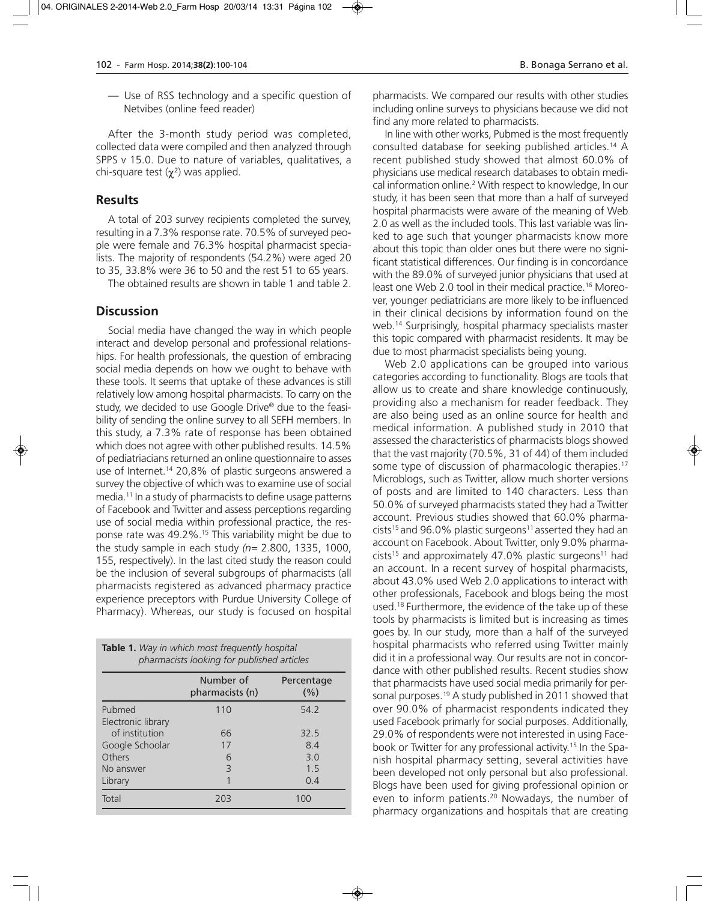— Use of RSS technology and a specific question of Netvibes (online feed reader)

After the 3-month study period was completed, collected data were compiled and then analyzed through SPPS v 15.0. Due to nature of variables, qualitatives, a chi-square test ($\chi^2$) was applied.

## Results

A total of 203 survey recipients completed the survey, resulting in a 7.3% response rate. 70.5% of surveyed people were female and 76.3% hospital pharmacist specialists. The majority of respondents (54.2%) were aged 20 to 35, 33.8% were 36 to 50 and the rest 51 to 65 years.

The obtained results are shown in table 1 and table 2.

## Discussion

Social media have changed the way in which people interact and develop personal and professional relationships. For health professionals, the question of embracing social media depends on how we ought to behave with these tools. It seems that uptake of these advances is still relatively low among hospital pharmacists. To carry on the study, we decided to use Google Drive® due to the feasibility of sending the online survey to all SEFH members. In this study, a 7.3% rate of response has been obtained which does not agree with other published results. 14.5% of pediatriacians returned an online questionnaire to asses use of Internet.[14] 20,8% of plastic surgeons answered a survey the objective of which was to examine use of social media.[11] In a study of pharmacists to define usage patterns of Facebook and Twitter and assess perceptions regarding use of social media within professional practice, the response rate was 49.2%.[15] This variability might be due to the study sample in each study (*n*= 2.800, 1335, 1000, 155, respectively). In the last cited study the reason could be the inclusion of several subgroups of pharmacists (all pharmacists registered as advanced pharmacy practice experience preceptors with Purdue University College of Pharmacy). Whereas, our study is focused on hospital pharmacists. We compared our results with other studies including online surveys to physicians because we did not find any more related to pharmacists.

**Table 1.** *Way in which most frequently hospital pharmacists looking for published articles*

| | Number of pharmacists (n) | Percentage (%) |
|---|---|---|
| Pubmed | 110 | 54.2 |
| Electronic library of institution | 66 | 32.5 |
| Google Schoolar | 17 | 8.4 |
| Others | 6 | 3.0 |
| No answer | 3 | 1.5 |
| Library | 1 | 0.4 |
| Total | 203 | 100 |

In line with other works, Pubmed is the most frequently consulted database for seeking published articles.[14] A recent published study showed that almost 60.0% of physicians use medical research databases to obtain medical information online.[2] With respect to knowledge, In our study, it has been seen that more than a half of surveyed hospital pharmacists were aware of the meaning of Web 2.0 as well as the included tools. This last variable was linked to age such that younger pharmacists know more about this topic than older ones but there were no significant statistical differences. Our finding is in concordance with the 89.0% of surveyed junior physicians that used at least one Web 2.0 tool in their medical practice.[16] Moreover, younger pediatricians are more likely to be influenced in their clinical decisions by information found on the web.[14] Surprisingly, hospital pharmacy specialists master this topic compared with pharmacist residents. It may be due to most pharmacist specialists being young.

Web 2.0 applications can be grouped into various categories according to functionality. Blogs are tools that allow us to create and share knowledge continuously, providing also a mechanism for reader feedback. They are also being used as an online source for health and medical information. A published study in 2010 that assessed the characteristics of pharmacists blogs showed that the vast majority (70.5%, 31 of 44) of them included some type of discussion of pharmacologic therapies.[17] Microblogs, such as Twitter, allow much shorter versions of posts and are limited to 140 characters. Less than 50.0% of surveyed pharmacists stated they had a Twitter account. Previous studies showed that 60.0% pharmacists[15] and 96.0% plastic surgeons[11] asserted they had an account on Facebook. About Twitter, only 9.0% pharmacists[15] and approximately 47.0% plastic surgeons[11] had an account. In a recent survey of hospital pharmacists, about 43.0% used Web 2.0 applications to interact with other professionals, Facebook and blogs being the most used.[18] Furthermore, the evidence of the take up of these tools by pharmacists is limited but is increasing as times goes by. In our study, more than a half of the surveyed hospital pharmacists who referred using Twitter mainly did it in a professional way. Our results are not in concordance with other published results. Recent studies show that pharmacists have used social media primarily for personal purposes.[19] A study published in 2011 showed that over 90.0% of pharmacist respondents indicated they used Facebook primarly for social purposes. Additionally, 29.0% of respondents were not interested in using Facebook or Twitter for any professional activity.[15] In the Spanish hospital pharmacy setting, several activities have been developed not only personal but also professional. Blogs have been used for giving professional opinion or even to inform patients.[20] Nowadays, the number of pharmacy organizations and hospitals that are creating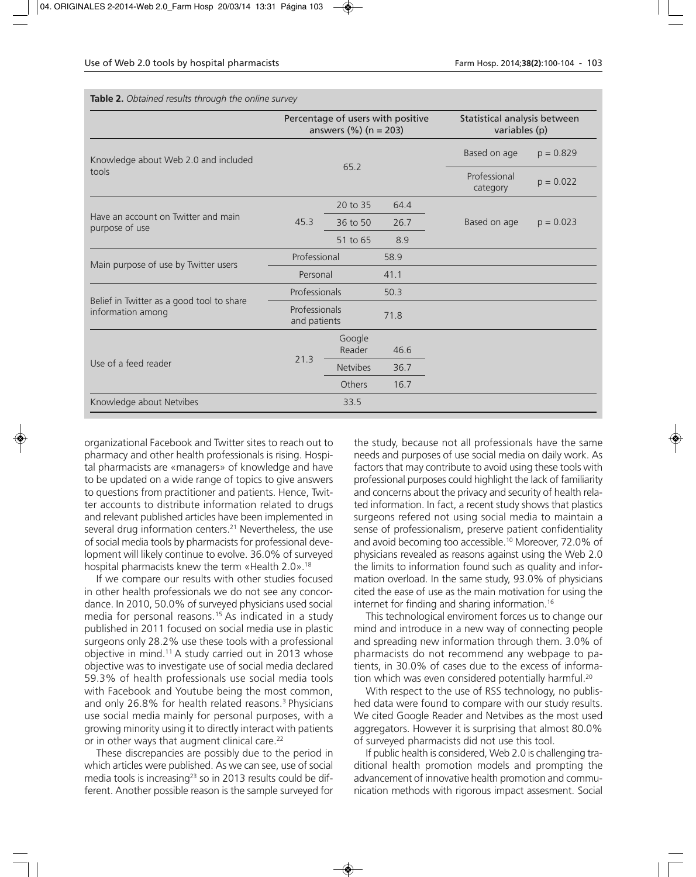**Table 2.** *Obtained results through the online survey*

| | Percentage of users with positive answers (%) (n = 203) | | | Statistical analysis between variables (p) | |
|---|---|---|---|---|---|
| Knowledge about Web 2.0 and included tools | 65.2 | | | Based on age | p = 0.829 |
| | | | | Professional category | p = 0.022 |
| Have an account on Twitter and main purpose of use | 45.3 | 20 to 35 | 64.4 | Based on age | p = 0.023 |
| | | 36 to 50 | 26.7 | | |
| | | 51 to 65 | 8.9 | | |
| Main purpose of use by Twitter users | Professional | | 58.9 | | |
| | Personal | | 41.1 | | |
| Belief in Twitter as a good tool to share information among | Professionals | | 50.3 | | |
| | Professionals and patients | | 71.8 | | |
| Use of a feed reader | 21.3 | Google Reader | 46.6 | | |
| | | Netvibes | 36.7 | | |
| | | Others | 16.7 | | |
| Knowledge about Netvibes | 33.5 | | | | |

organizational Facebook and Twitter sites to reach out to pharmacy and other health professionals is rising. Hospital pharmacists are «managers» of knowledge and have to be updated on a wide range of topics to give answers to questions from practitioner and patients. Hence, Twitter accounts to distribute information related to drugs and relevant published articles have been implemented in several drug information centers.[21] Nevertheless, the use of social media tools by pharmacists for professional development will likely continue to evolve. 36.0% of surveyed hospital pharmacists knew the term «Health 2.0».[18]

If we compare our results with other studies focused in other health professionals we do not see any concordance. In 2010, 50.0% of surveyed physicians used social media for personal reasons.[15] As indicated in a study published in 2011 focused on social media use in plastic surgeons only 28.2% use these tools with a professional objective in mind.[11] A study carried out in 2013 whose objective was to investigate use of social media declared 59.3% of health professionals use social media tools with Facebook and Youtube being the most common, and only 26.8% for health related reasons.[3] Physicians use social media mainly for personal purposes, with a growing minority using it to directly interact with patients or in other ways that augment clinical care.[22]

These discrepancies are possibly due to the period in which articles were published. As we can see, use of social media tools is increasing[23] so in 2013 results could be different. Another possible reason is the sample surveyed for the study, because not all professionals have the same needs and purposes of use social media on daily work. As factors that may contribute to avoid using these tools with professional purposes could highlight the lack of familiarity and concerns about the privacy and security of health related information. In fact, a recent study shows that plastics surgeons refered not using social media to maintain a sense of professionalism, preserve patient confidentiality and avoid becoming too accessible.[10] Moreover, 72.0% of physicians revealed as reasons against using the Web 2.0 the limits to information found such as quality and information overload. In the same study, 93.0% of physicians cited the ease of use as the main motivation for using the internet for finding and sharing information.[16]

This technological enviroment forces us to change our mind and introduce in a new way of connecting people and spreading new information through them. 3.0% of pharmacists do not recommend any webpage to patients, in 30.0% of cases due to the excess of information which was even considered potentially harmful.[20]

With respect to the use of RSS technology, no published data were found to compare with our study results. We cited Google Reader and Netvibes as the most used aggregators. However it is surprising that almost 80.0% of surveyed pharmacists did not use this tool.

If public health is considered, Web 2.0 is challenging traditional health promotion models and prompting the advancement of innovative health promotion and communication methods with rigorous impact assesment. Social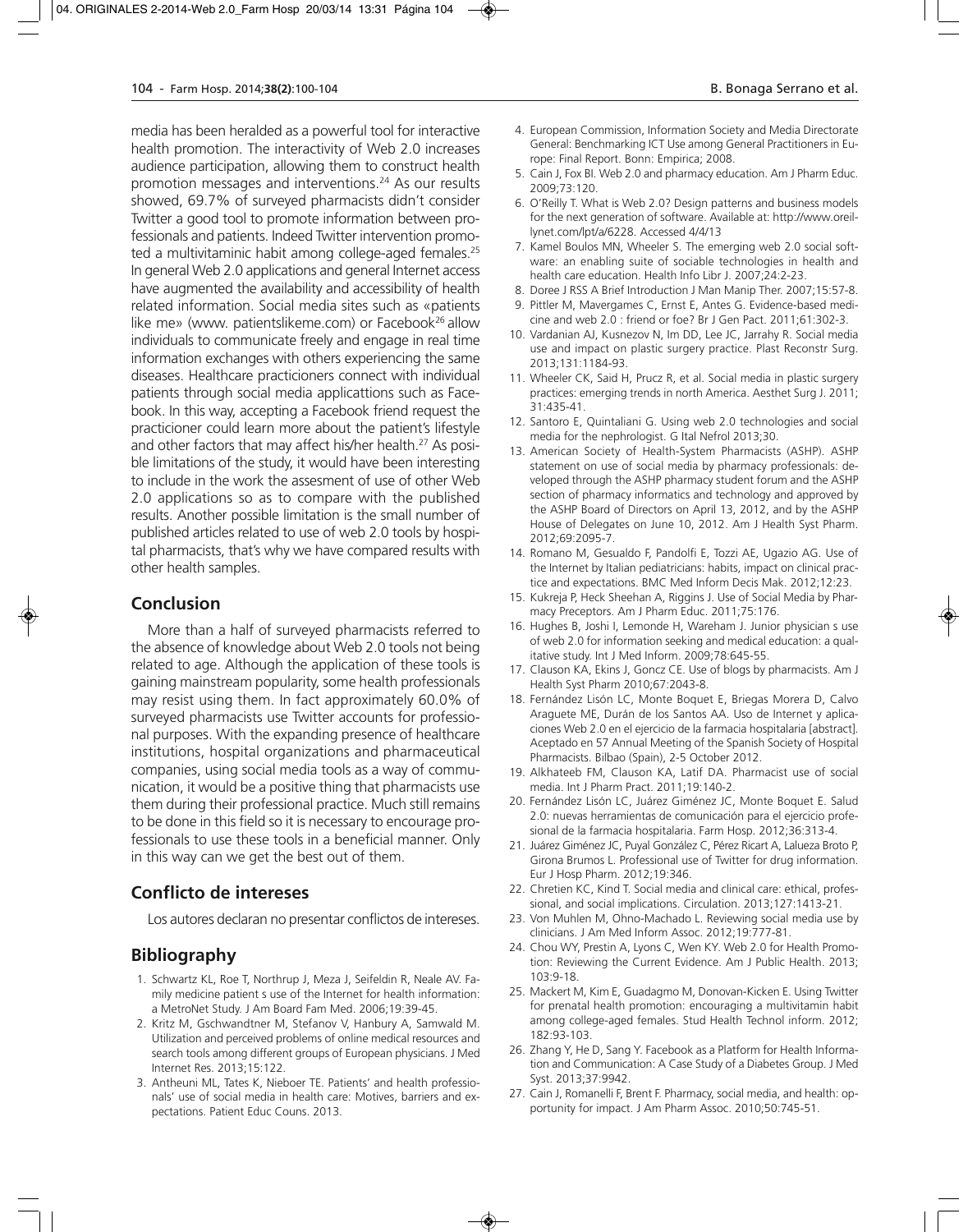media has been heralded as a powerful tool for interactive health promotion. The interactivity of Web 2.0 increases audience participation, allowing them to construct health promotion messages and interventions.[24] As our results showed, 69.7% of surveyed pharmacists didn't consider Twitter a good tool to promote information between professionals and patients. Indeed Twitter intervention promoted a multivitaminic habit among college-aged females.[25] In general Web 2.0 applications and general Internet access have augmented the availability and accessibility of health related information. Social media sites such as «patients like me» (www. patientslikeme.com) or Facebook[26] allow individuals to communicate freely and engage in real time information exchanges with others experiencing the same diseases. Healthcare practicioners connect with individual patients through social media applicattions such as Facebook. In this way, accepting a Facebook friend request the practicioner could learn more about the patient's lifestyle and other factors that may affect his/her health.[27] As posible limitations of the study, it would have been interesting to include in the work the assesment of use of other Web 2.0 applications so as to compare with the published results. Another possible limitation is the small number of published articles related to use of web 2.0 tools by hospital pharmacists, that's why we have compared results with other health samples.

## Conclusion

More than a half of surveyed pharmacists referred to the absence of knowledge about Web 2.0 tools not being related to age. Although the application of these tools is gaining mainstream popularity, some health professionals may resist using them. In fact approximately 60.0% of surveyed pharmacists use Twitter accounts for professional purposes. With the expanding presence of healthcare institutions, hospital organizations and pharmaceutical companies, using social media tools as a way of communication, it would be a positive thing that pharmacists use them during their professional practice. Much still remains to be done in this field so it is necessary to encourage professionals to use these tools in a beneficial manner. Only in this way can we get the best out of them.

## Conflicto de intereses

Los autores declaran no presentar conflictos de intereses.

## Bibliography

1. Schwartz KL, Roe T, Northrup J, Meza J, Seifeldin R, Neale AV. Family medicine patient s use of the Internet for health information: a MetroNet Study. J Am Board Fam Med. 2006;19:39-45.
2. Kritz M, Gschwandtner M, Stefanov V, Hanbury A, Samwald M. Utilization and perceived problems of online medical resources and search tools among different groups of European physicians. J Med Internet Res. 2013;15:122.
3. Antheuni ML, Tates K, Nieboer TE. Patients' and health professionals' use of social media in health care: Motives, barriers and expectations. Patient Educ Couns. 2013.
4. European Commission, Information Society and Media Directorate General: Benchmarking ICT Use among General Practitioners in Europe: Final Report. Bonn: Empirica; 2008.
5. Cain J, Fox BI. Web 2.0 and pharmacy education. Am J Pharm Educ. 2009;73:120.
6. O'Reilly T. What is Web 2.0? Design patterns and business models for the next generation of software. Available at: http://www.oreillynet.com/lpt/a/6228. Accessed 4/4/13
7. Kamel Boulos MN, Wheeler S. The emerging web 2.0 social software: an enabling suite of sociable technologies in health and health care education. Health Info Libr J. 2007;24:2-23.
8. Doree J RSS A Brief Introduction J Man Manip Ther. 2007;15:57-8.
9. Pittler M, Mavergames C, Ernst E, Antes G. Evidence-based medicine and web 2.0 : friend or foe? Br J Gen Pact. 2011;61:302-3.
10. Vardanian AJ, Kusnezov N, Im DD, Lee JC, Jarrahy R. Social media use and impact on plastic surgery practice. Plast Reconstr Surg. 2013;131:1184-93.
11. Wheeler CK, Said H, Prucz R, et al. Social media in plastic surgery practices: emerging trends in north America. Aesthet Surg J. 2011; 31:435-41.
12. Santoro E, Quintaliani G. Using web 2.0 technologies and social media for the nephrologist. G Ital Nefrol 2013;30.
13. American Society of Health-System Pharmacists (ASHP). ASHP statement on use of social media by pharmacy professionals: developed through the ASHP pharmacy student forum and the ASHP section of pharmacy informatics and technology and approved by the ASHP Board of Directors on April 13, 2012, and by the ASHP House of Delegates on June 10, 2012. Am J Health Syst Pharm. 2012;69:2095-7.
14. Romano M, Gesualdo F, Pandolfi E, Tozzi AE, Ugazio AG. Use of the Internet by Italian pediatricians: habits, impact on clinical practice and expectations. BMC Med Inform Decis Mak. 2012;12:23.
15. Kukreja P, Heck Sheehan A, Riggins J. Use of Social Media by Pharmacy Preceptors. Am J Pharm Educ. 2011;75:176.
16. Hughes B, Joshi I, Lemonde H, Wareham J. Junior physician s use of web 2.0 for information seeking and medical education: a qualitative study. Int J Med Inform. 2009;78:645-55.
17. Clauson KA, Ekins J, Goncz CE. Use of blogs by pharmacists. Am J Health Syst Pharm 2010;67:2043-8.
18. Fernández Lisón LC, Monte Boquet E, Briegas Morera D, Calvo Araguete ME, Durán de los Santos AA. Uso de Internet y aplicaciones Web 2.0 en el ejercicio de la farmacia hospitalaria [abstract]. Aceptado en 57 Annual Meeting of the Spanish Society of Hospital Pharmacists. Bilbao (Spain), 2-5 October 2012.
19. Alkhateeb FM, Clauson KA, Latif DA. Pharmacist use of social media. Int J Pharm Pract. 2011;19:140-2.
20. Fernández Lisón LC, Juárez Giménez JC, Monte Boquet E. Salud 2.0: nuevas herramientas de comunicación para el ejercicio profesional de la farmacia hospitalaria. Farm Hosp. 2012;36:313-4.
21. Juárez Giménez JC, Puyal González C, Pérez Ricart A, Lalueza Broto P, Girona Brumos L. Professional use of Twitter for drug information. Eur J Hosp Pharm. 2012;19:346.
22. Chretien KC, Kind T. Social media and clinical care: ethical, professional, and social implications. Circulation. 2013;127:1413-21.
23. Von Muhlen M, Ohno-Machado L. Reviewing social media use by clinicians. J Am Med Inform Assoc. 2012;19:777-81.
24. Chou WY, Prestin A, Lyons C, Wen KY. Web 2.0 for Health Promotion: Reviewing the Current Evidence. Am J Public Health. 2013; 103:9-18.
25. Mackert M, Kim E, Guadagmo M, Donovan-Kicken E. Using Twitter for prenatal health promotion: encouraging a multivitamin habit among college-aged females. Stud Health Technol inform. 2012; 182:93-103.
26. Zhang Y, He D, Sang Y. Facebook as a Platform for Health Information and Communication: A Case Study of a Diabetes Group. J Med Syst. 2013;37:9942.
27. Cain J, Romanelli F, Brent F. Pharmacy, social media, and health: opportunity for impact. J Am Pharm Assoc. 2010;50:745-51.